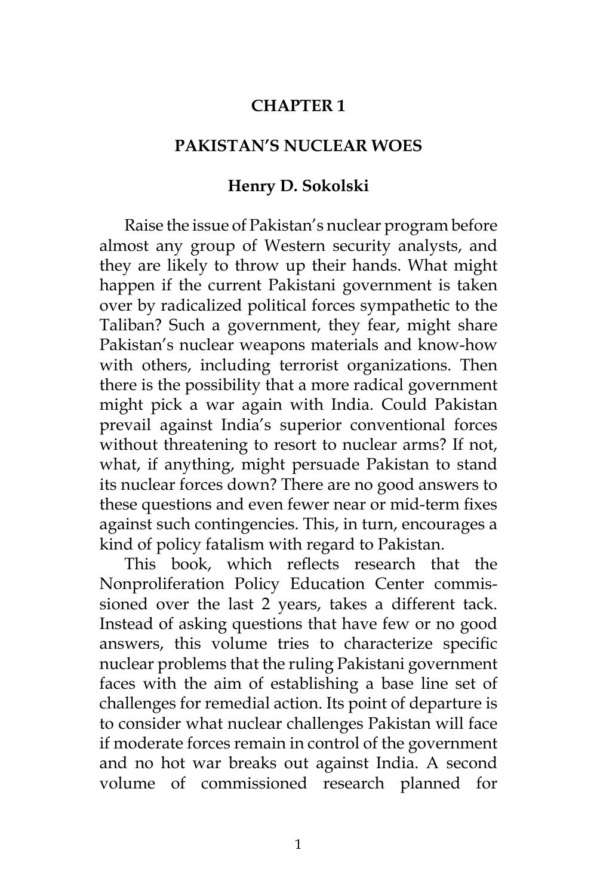# CHAPTER 1

## PAKISTAN'S NUCLEAR WOES

### Henry D. Sokolski

Raise the issue of Pakistan's nuclear program before almost any group of Western security analysts, and they are likely to throw up their hands. What might happen if the current Pakistani government is taken over by radicalized political forces sympathetic to the Taliban? Such a government, they fear, might share Pakistan's nuclear weapons materials and know-how with others, including terrorist organizations. Then there is the possibility that a more radical government might pick a war again with India. Could Pakistan prevail against India's superior conventional forces without threatening to resort to nuclear arms? If not, what, if anything, might persuade Pakistan to stand its nuclear forces down? There are no good answers to these questions and even fewer near or mid-term fixes against such contingencies. This, in turn, encourages a kind of policy fatalism with regard to Pakistan.

This book, which reflects research that the Nonproliferation Policy Education Center commissioned over the last 2 years, takes a different tack. Instead of asking questions that have few or no good answers, this volume tries to characterize specific nuclear problems that the ruling Pakistani government faces with the aim of establishing a base line set of challenges for remedial action. Its point of departure is to consider what nuclear challenges Pakistan will face if moderate forces remain in control of the government and no hot war breaks out against India. A second volume of commissioned research planned for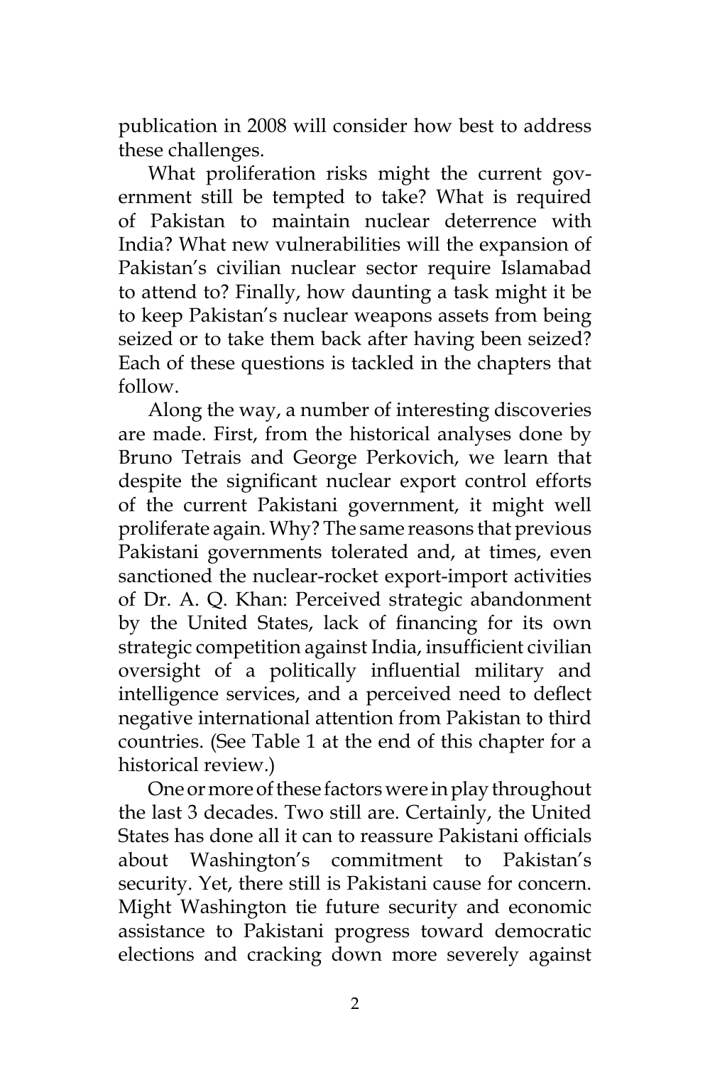publication in 2008 will consider how best to address these challenges.

What proliferation risks might the current government still be tempted to take? What is required of Pakistan to maintain nuclear deterrence with India? What new vulnerabilities will the expansion of Pakistan's civilian nuclear sector require Islamabad to attend to? Finally, how daunting a task might it be to keep Pakistan's nuclear weapons assets from being seized or to take them back after having been seized? Each of these questions is tackled in the chapters that follow.

Along the way, a number of interesting discoveries are made. First, from the historical analyses done by Bruno Tetrais and George Perkovich, we learn that despite the significant nuclear export control efforts of the current Pakistani government, it might well proliferate again. Why? The same reasons that previous Pakistani governments tolerated and, at times, even sanctioned the nuclear-rocket export-import activities of Dr. A. Q. Khan: Perceived strategic abandonment by the United States, lack of financing for its own strategic competition against India, insufficient civilian oversight of a politically influential military and intelligence services, and a perceived need to deflect negative international attention from Pakistan to third countries. (See Table 1 at the end of this chapter for a historical review.)

One or more of these factors were in play throughout the last 3 decades. Two still are. Certainly, the United States has done all it can to reassure Pakistani officials about Washington's commitment to Pakistan's security. Yet, there still is Pakistani cause for concern. Might Washington tie future security and economic assistance to Pakistani progress toward democratic elections and cracking down more severely against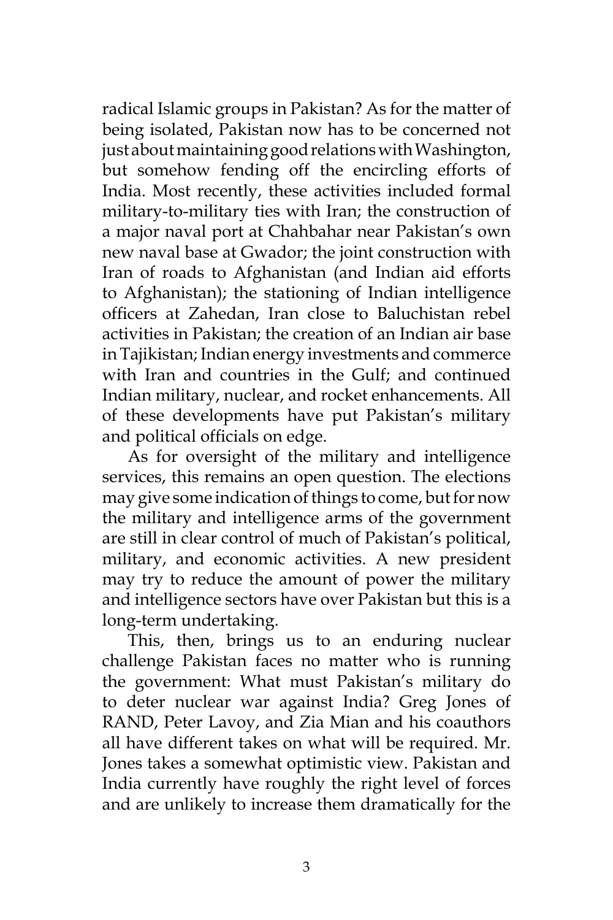radical Islamic groups in Pakistan? As for the matter of being isolated, Pakistan now has to be concerned not just about maintaining good relations with Washington, but somehow fending off the encircling efforts of India. Most recently, these activities included formal military-to-military ties with Iran; the construction of a major naval port at Chahbahar near Pakistan's own new naval base at Gwador; the joint construction with Iran of roads to Afghanistan (and Indian aid efforts to Afghanistan); the stationing of Indian intelligence officers at Zahedan, Iran close to Baluchistan rebel activities in Pakistan; the creation of an Indian air base in Tajikistan; Indian energy investments and commerce with Iran and countries in the Gulf; and continued Indian military, nuclear, and rocket enhancements. All of these developments have put Pakistan's military and political officials on edge.

As for oversight of the military and intelligence services, this remains an open question. The elections may give some indication of things to come, but for now the military and intelligence arms of the government are still in clear control of much of Pakistan's political, military, and economic activities. A new president may try to reduce the amount of power the military and intelligence sectors have over Pakistan but this is a long-term undertaking.

This, then, brings us to an enduring nuclear challenge Pakistan faces no matter who is running the government: What must Pakistan's military do to deter nuclear war against India? Greg Jones of RAND, Peter Lavoy, and Zia Mian and his coauthors all have different takes on what will be required. Mr. Jones takes a somewhat optimistic view. Pakistan and India currently have roughly the right level of forces and are unlikely to increase them dramatically for the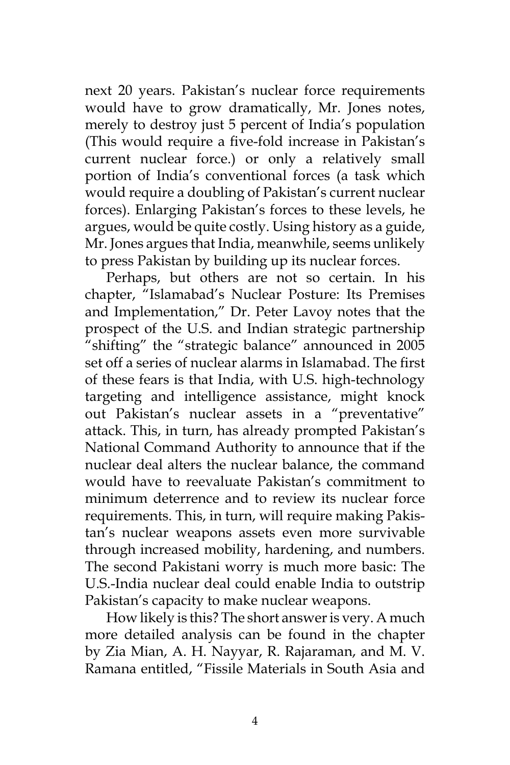next 20 years. Pakistan's nuclear force requirements would have to grow dramatically, Mr. Jones notes, merely to destroy just 5 percent of India's population (This would require a five-fold increase in Pakistan's current nuclear force.) or only a relatively small portion of India's conventional forces (a task which would require a doubling of Pakistan's current nuclear forces). Enlarging Pakistan's forces to these levels, he argues, would be quite costly. Using history as a guide, Mr. Jones argues that India, meanwhile, seems unlikely to press Pakistan by building up its nuclear forces.

Perhaps, but others are not so certain. In his chapter, "Islamabad's Nuclear Posture: Its Premises and Implementation," Dr. Peter Lavoy notes that the prospect of the U.S. and Indian strategic partnership "shifting" the "strategic balance" announced in 2005 set off a series of nuclear alarms in Islamabad. The first of these fears is that India, with U.S. high-technology targeting and intelligence assistance, might knock out Pakistan's nuclear assets in a "preventative" attack. This, in turn, has already prompted Pakistan's National Command Authority to announce that if the nuclear deal alters the nuclear balance, the command would have to reevaluate Pakistan's commitment to minimum deterrence and to review its nuclear force requirements. This, in turn, will require making Pakistan's nuclear weapons assets even more survivable through increased mobility, hardening, and numbers. The second Pakistani worry is much more basic: The U.S.-India nuclear deal could enable India to outstrip Pakistan's capacity to make nuclear weapons.

How likely is this? The short answer is very. A much more detailed analysis can be found in the chapter by Zia Mian, A. H. Nayyar, R. Rajaraman, and M. V. Ramana entitled, "Fissile Materials in South Asia and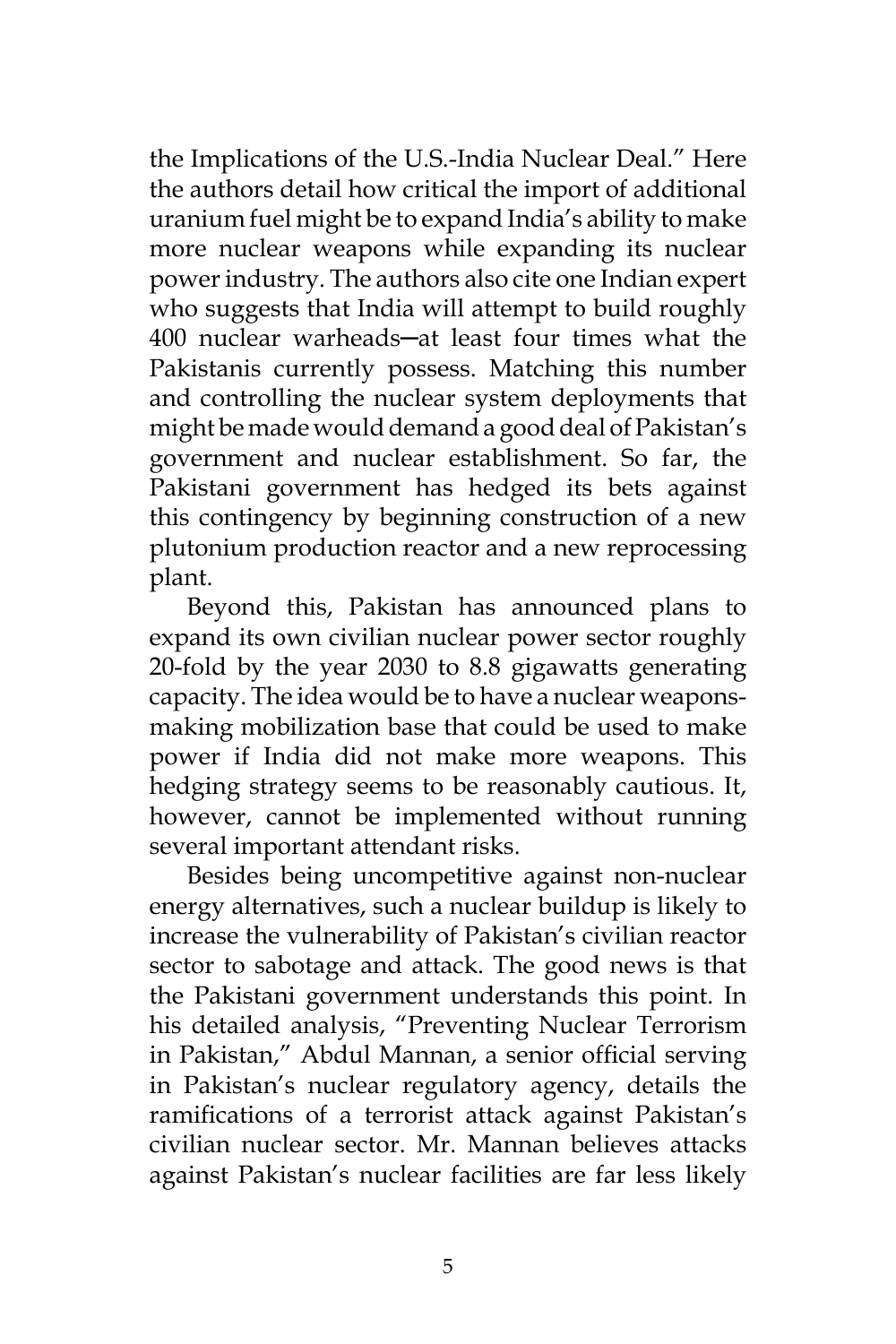the Implications of the U.S.-India Nuclear Deal." Here the authors detail how critical the import of additional uranium fuel might be to expand India's ability to make more nuclear weapons while expanding its nuclear power industry. The authors also cite one Indian expert who suggests that India will attempt to build roughly 400 nuclear warheads─at least four times what the Pakistanis currently possess. Matching this number and controlling the nuclear system deployments that might be made would demand a good deal of Pakistan's government and nuclear establishment. So far, the Pakistani government has hedged its bets against this contingency by beginning construction of a new plutonium production reactor and a new reprocessing plant.

Beyond this, Pakistan has announced plans to expand its own civilian nuclear power sector roughly 20-fold by the year 2030 to 8.8 gigawatts generating capacity. The idea would be to have a nuclear weapons-making mobilization base that could be used to make power if India did not make more weapons. This hedging strategy seems to be reasonably cautious. It, however, cannot be implemented without running several important attendant risks.

Besides being uncompetitive against non-nuclear energy alternatives, such a nuclear buildup is likely to increase the vulnerability of Pakistan's civilian reactor sector to sabotage and attack. The good news is that the Pakistani government understands this point. In his detailed analysis, "Preventing Nuclear Terrorism in Pakistan," Abdul Mannan, a senior official serving in Pakistan's nuclear regulatory agency, details the ramifications of a terrorist attack against Pakistan's civilian nuclear sector. Mr. Mannan believes attacks against Pakistan's nuclear facilities are far less likely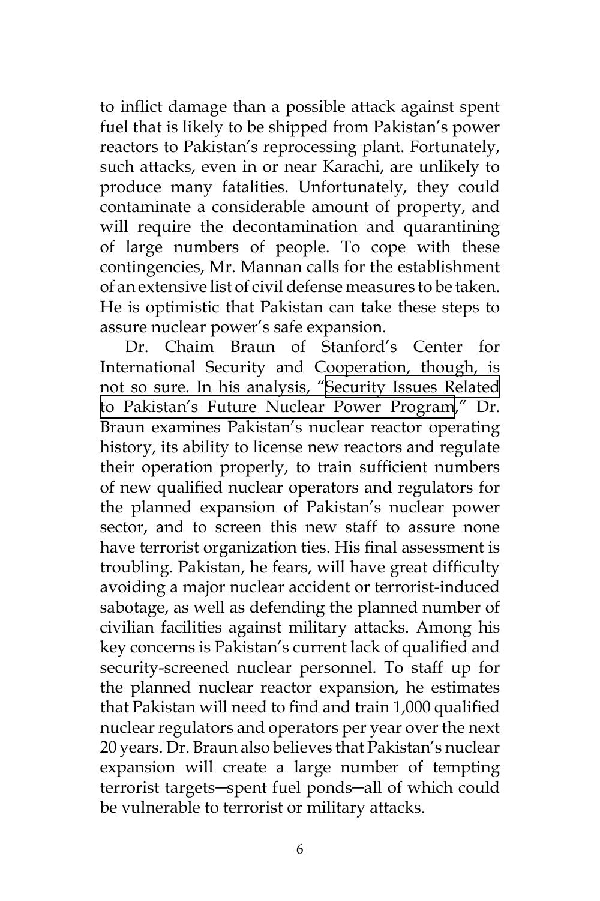to inflict damage than a possible attack against spent fuel that is likely to be shipped from Pakistan's power reactors to Pakistan's reprocessing plant. Fortunately, such attacks, even in or near Karachi, are unlikely to produce many fatalities. Unfortunately, they could contaminate a considerable amount of property, and will require the decontamination and quarantining of large numbers of people. To cope with these contingencies, Mr. Mannan calls for the establishment of an extensive list of civil defense measures to be taken. He is optimistic that Pakistan can take these steps to assure nuclear power's safe expansion.

Dr. Chaim Braun of Stanford's Center for International Security and Cooperation, though, is not so sure. In his analysis, "Security Issues Related to Pakistan's Future Nuclear Power Program," Dr. Braun examines Pakistan's nuclear reactor operating history, its ability to license new reactors and regulate their operation properly, to train sufficient numbers of new qualified nuclear operators and regulators for the planned expansion of Pakistan's nuclear power sector, and to screen this new staff to assure none have terrorist organization ties. His final assessment is troubling. Pakistan, he fears, will have great difficulty avoiding a major nuclear accident or terrorist-induced sabotage, as well as defending the planned number of civilian facilities against military attacks. Among his key concerns is Pakistan's current lack of qualified and security-screened nuclear personnel. To staff up for the planned nuclear reactor expansion, he estimates that Pakistan will need to find and train 1,000 qualified nuclear regulators and operators per year over the next 20 years. Dr. Braun also believes that Pakistan's nuclear expansion will create a large number of tempting terrorist targets─spent fuel ponds─all of which could be vulnerable to terrorist or military attacks.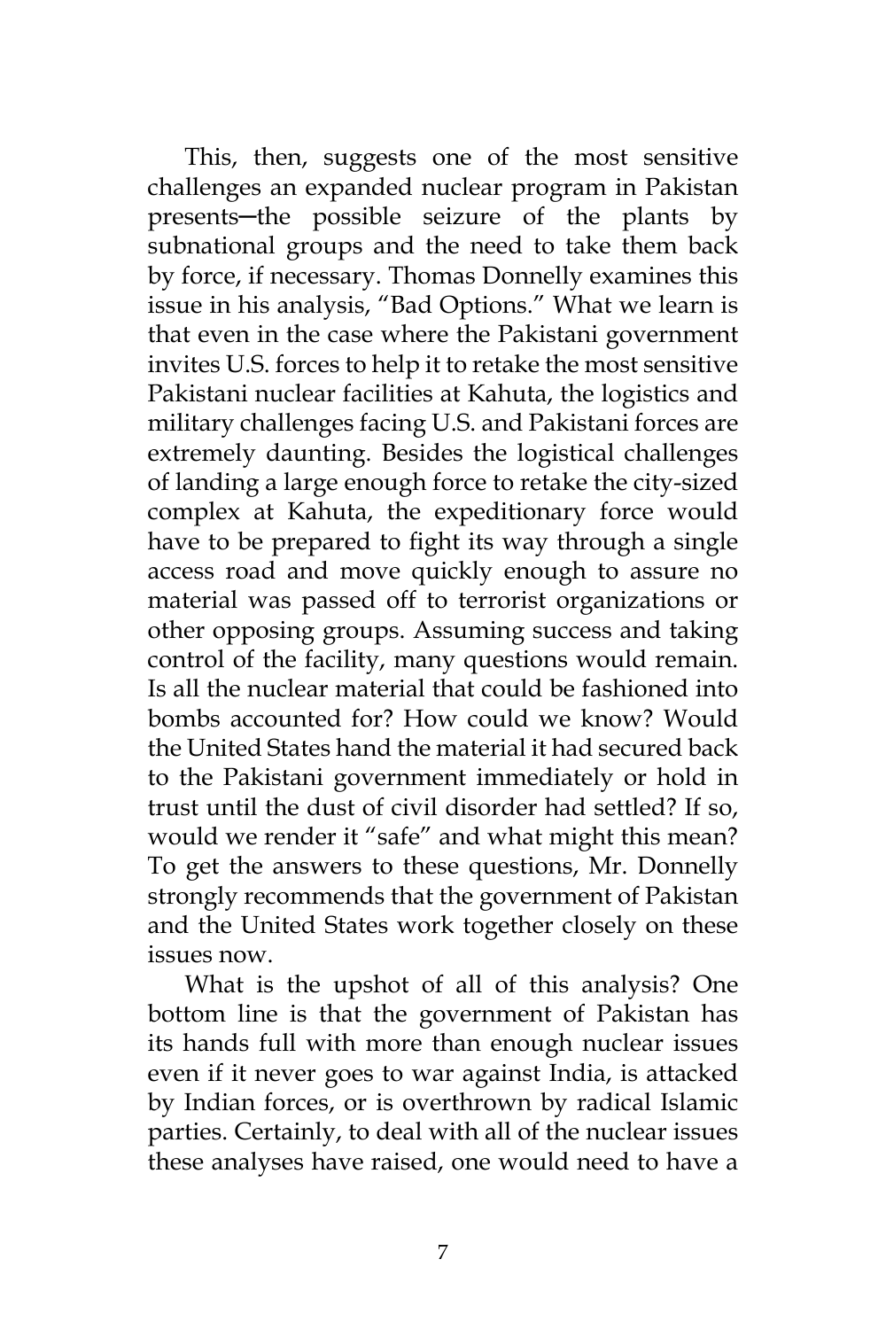This, then, suggests one of the most sensitive challenges an expanded nuclear program in Pakistan presents—the possible seizure of the plants by subnational groups and the need to take them back by force, if necessary. Thomas Donnelly examines this issue in his analysis, "Bad Options." What we learn is that even in the case where the Pakistani government invites U.S. forces to help it to retake the most sensitive Pakistani nuclear facilities at Kahuta, the logistics and military challenges facing U.S. and Pakistani forces are extremely daunting. Besides the logistical challenges of landing a large enough force to retake the city-sized complex at Kahuta, the expeditionary force would have to be prepared to fight its way through a single access road and move quickly enough to assure no material was passed off to terrorist organizations or other opposing groups. Assuming success and taking control of the facility, many questions would remain. Is all the nuclear material that could be fashioned into bombs accounted for? How could we know? Would the United States hand the material it had secured back to the Pakistani government immediately or hold in trust until the dust of civil disorder had settled? If so, would we render it "safe" and what might this mean? To get the answers to these questions, Mr. Donnelly strongly recommends that the government of Pakistan and the United States work together closely on these issues now.

What is the upshot of all of this analysis? One bottom line is that the government of Pakistan has its hands full with more than enough nuclear issues even if it never goes to war against India, is attacked by Indian forces, or is overthrown by radical Islamic parties. Certainly, to deal with all of the nuclear issues these analyses have raised, one would need to have a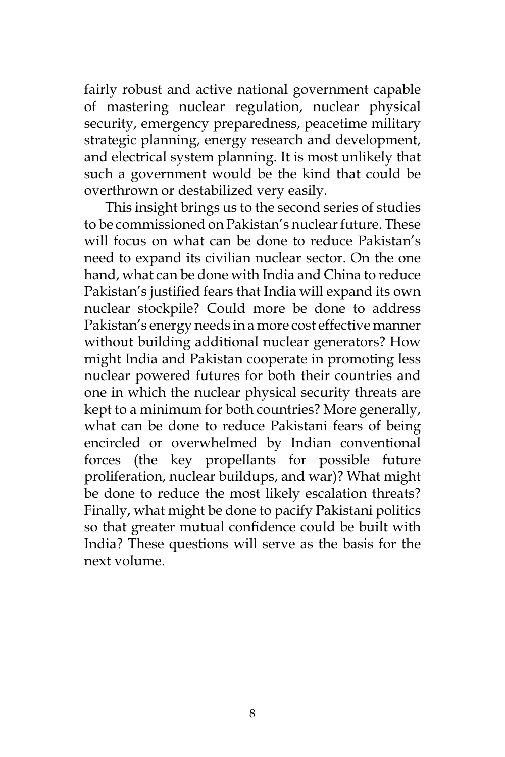fairly robust and active national government capable of mastering nuclear regulation, nuclear physical security, emergency preparedness, peacetime military strategic planning, energy research and development, and electrical system planning. It is most unlikely that such a government would be the kind that could be overthrown or destabilized very easily.

This insight brings us to the second series of studies to be commissioned on Pakistan's nuclear future. These will focus on what can be done to reduce Pakistan's need to expand its civilian nuclear sector. On the one hand, what can be done with India and China to reduce Pakistan's justified fears that India will expand its own nuclear stockpile? Could more be done to address Pakistan's energy needs in a more cost effective manner without building additional nuclear generators? How might India and Pakistan cooperate in promoting less nuclear powered futures for both their countries and one in which the nuclear physical security threats are kept to a minimum for both countries? More generally, what can be done to reduce Pakistani fears of being encircled or overwhelmed by Indian conventional forces (the key propellants for possible future proliferation, nuclear buildups, and war)? What might be done to reduce the most likely escalation threats? Finally, what might be done to pacify Pakistani politics so that greater mutual confidence could be built with India? These questions will serve as the basis for the next volume.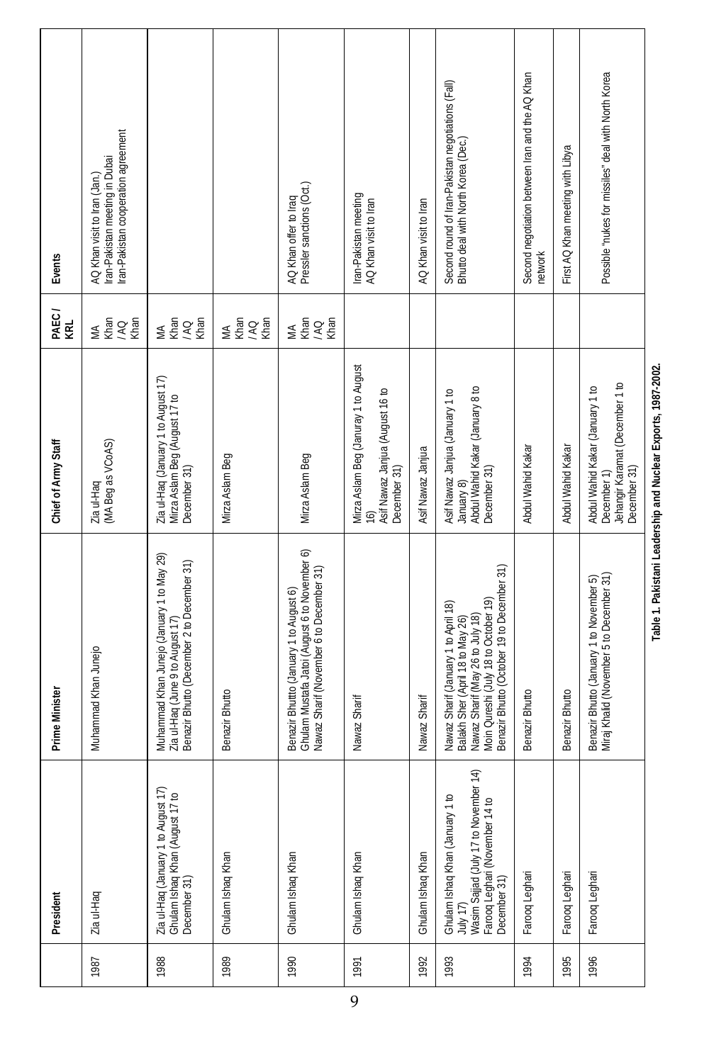| | President | Prime Minister | Chief of Army Staff | PAEC / KRL | Events |
|---|---|---|---|---|---|
| 1987 | Zia ul-Haq | Muhammad Khan Junejo | Zia ul-Haq (MA Beg as VCoAS) | MA Khan / AQ Khan | AQ Khan visit to Iran (Jan.) Iran-Pakistan meeting in Dubai Iran-Pakistan cooperation agreement |
| 1988 | Zia ul-Haq (January 1 to August 17) Ghulam Ishaq Khan (August 17 to December 31) | Muhammad Khan Junejo (January 1 to May 29) Zia ul-Haq (June 9 to August 17) Benazir Bhutto (December 2 to December 31) | Zia ul-Haq (January 1 to August 17) Mirza Aslam Beg (August 17 to December 31) | MA Khan / AQ Khan | |
| 1989 | Ghulam Ishaq Khan | Benazir Bhutto | Mirza Aslam Beg | MA Khan / AQ Khan | |
| 1990 | Ghulam Ishaq Khan | Benazir Bhutto (January 1 to August 6) Ghulam Mustafa Jatoi (August 6 to November 6) Nawaz Sharif (November 6 to December 31) | Mirza Aslam Beg | MA Khan / AQ Khan | AQ Khan offer to Iraq Pressler sanctions (Oct.) |
| 1991 | Ghulam Ishaq Khan | Nawaz Sharif | Mirza Aslam Beg (Januray 1 to August 16) Asif Nawaz Janjua (August 16 to December 31) | | Iran-Pakistan meeting AQ Khan visit to Iran |
| 1992 | Ghulam Ishaq Khan | Nawaz Sharif | Asif Nawaz Janjua | | AQ Khan visit to Iran |
| 1993 | Ghulam Ishaq Khan (January 1 to July 17) Wasim Sajjad (July 17 to November 14) Farooq Leghari (November 14 to December 31) | Nawaz Sharif (January 1 to April 18) Balakh Sher (April 18 to May 26) Nawaz Sharif (May 26 to July 18) Moin Qureshi (July 18 to October 19) Benazir Bhutto (October 19 to December 31) | Asif Nawaz Janjua (January 1 to January 8) Abdul Wahid Kakar (January 8 to December 31) | | Second round of Iran-Pakistan negotiations (Fall) Bhutto deal with North Korea (Dec.) |
| 1994 | Farooq Leghari | Benazir Bhutto | Abdul Wahid Kakar | | Second negotiation between Iran and the AQ Khan network |
| 1995 | Farooq Leghari | Benazir Bhutto | Abdul Wahid Kakar | | First AQ Khan meeting with Libya |
| 1996 | Farooq Leghari | Benazir Bhutto (January 1 to November 5) Miraj Khalid (November 5 to December 31) | Abdul Wahid Kakar (January 1 to December 1) Jehangir Karamat (December 1 to December 31) | | Possible "nukes for missiles" deal with North Korea |

**Table 1. Pakistani Leadership and Nuclear Exports, 1987-2002.**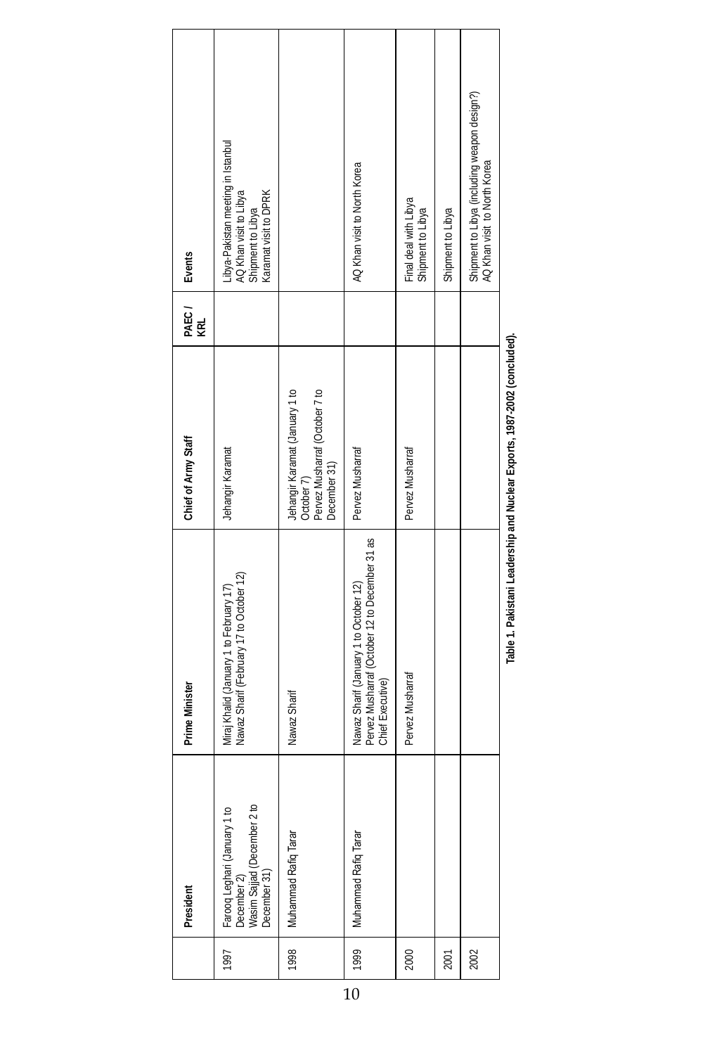| | President | Prime Minister | Chief of Army Staff | PAEC / KRL | Events |
|---|---|---|---|---|---|
| 1997 | Farooq Leghari (January 1 to December 2)<br>Wasim Sajjad (December 2 to December 31) | Miraj Khalid (January 1 to February 17)<br>Nawaz Sharif (February 17 to October 12) | Jehangir Karamat | | Libya-Pakistan meeting in Istanbul<br>AQ Khan visit to Libya<br>Shipment to Libya<br>Karamat visit to DPRK |
| 1998 | Muhammad Rafiq Tarar | Nawaz Sharif | Jehangir Karamat (January 1 to October 7)<br>Pervez Musharraf (October 7 to December 31) | | |
| 1999 | Muhammad Rafiq Tarar | Nawaz Sharif (January 1 to October 12)<br>Pervez Musharraf (October 12 to December 31 as Chief Executive) | Pervez Musharraf | | AQ Khan visit to North Korea |
| 2000 | | Pervez Musharraf | Pervez Musharraf | | Final deal with Libya<br>Shipment to Libya |
| 2001 | | | | | Shipment to Libya |
| 2002 | | | | | Shipment to Libya (including weapon design?)<br>AQ Khan visit to North Korea |

**Table 1. Pakistani Leadership and Nuclear Exports, 1987-2002 (concluded).**